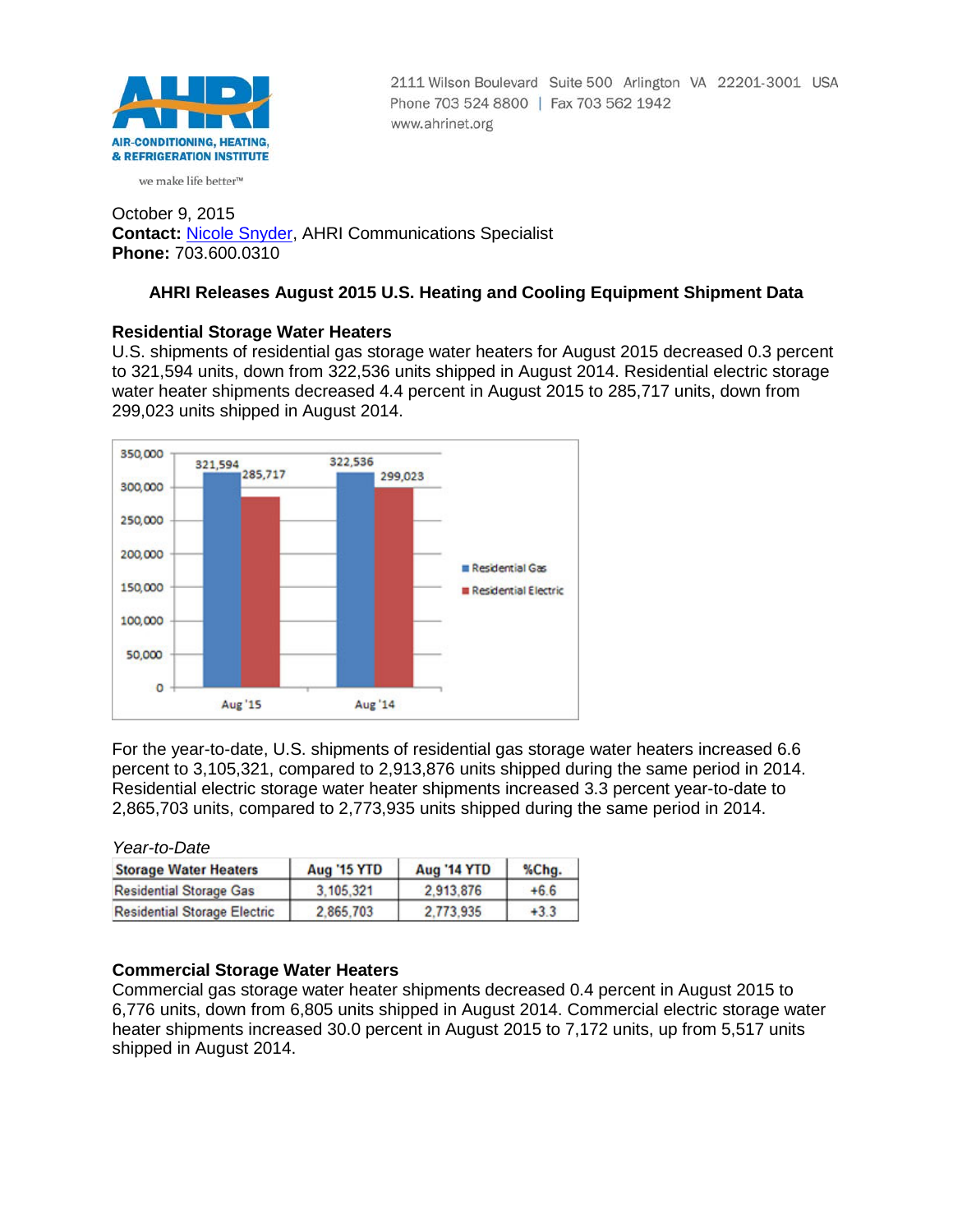AIR-CONDITIONING, HEATING, & REFRIGERATION INSTITUTE

we make life better™

2111 Wilson Boulevard Suite 500 Arlington VA 22201-3001 USA
Phone 703 524 8800 | Fax 703 562 1942
www.ahrinet.org

October 9, 2015
**Contact:** Nicole Snyder, AHRI Communications Specialist
**Phone:** 703.600.0310

## AHRI Releases August 2015 U.S. Heating and Cooling Equipment Shipment Data

### Residential Storage Water Heaters

U.S. shipments of residential gas storage water heaters for August 2015 decreased 0.3 percent to 321,594 units, down from 322,536 units shipped in August 2014. Residential electric storage water heater shipments decreased 4.4 percent in August 2015 to 285,717 units, down from 299,023 units shipped in August 2014.

| | Residential Gas | Residential Electric |
|---|---|---|
| Aug '15 | 321,594 | 285,717 |
| Aug '14 | 322,536 | 299,023 |

For the year-to-date, U.S. shipments of residential gas storage water heaters increased 6.6 percent to 3,105,321, compared to 2,913,876 units shipped during the same period in 2014. Residential electric storage water heater shipments increased 3.3 percent year-to-date to 2,865,703 units, compared to 2,773,935 units shipped during the same period in 2014.

*Year-to-Date*

| Storage Water Heaters | Aug '15 YTD | Aug '14 YTD | %Chg. |
|---|---|---|---|
| Residential Storage Gas | 3,105,321 | 2,913,876 | +6.6 |
| Residential Storage Electric | 2,865,703 | 2,773,935 | +3.3 |

### Commercial Storage Water Heaters

Commercial gas storage water heater shipments decreased 0.4 percent in August 2015 to 6,776 units, down from 6,805 units shipped in August 2014. Commercial electric storage water heater shipments increased 30.0 percent in August 2015 to 7,172 units, up from 5,517 units shipped in August 2014.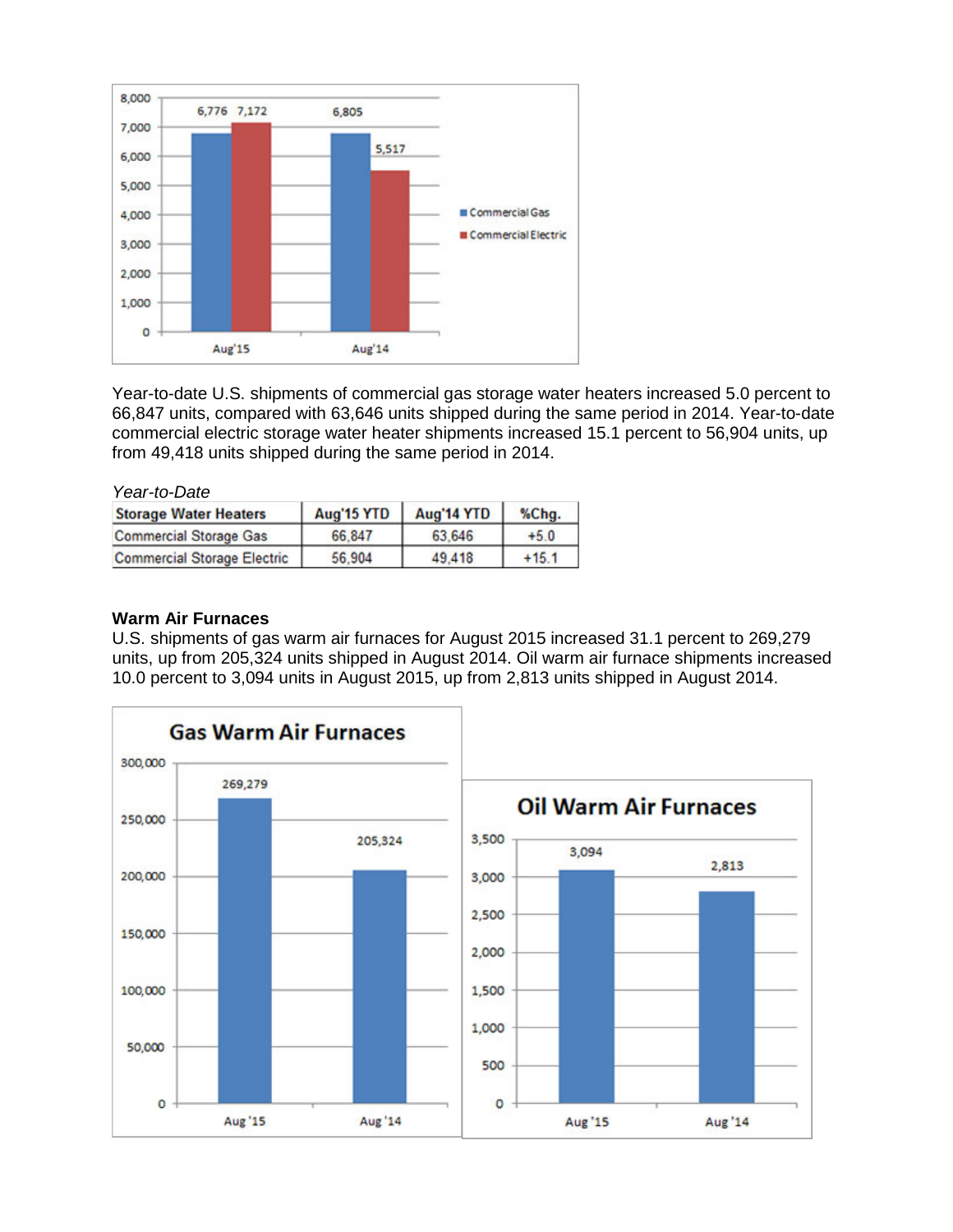Year-to-date U.S. shipments of commercial gas storage water heaters increased 5.0 percent to 66,847 units, compared with 63,646 units shipped during the same period in 2014. Year-to-date commercial electric storage water heater shipments increased 15.1 percent to 56,904 units, up from 49,418 units shipped during the same period in 2014.

*Year-to-Date*

| Storage Water Heaters | Aug'15 YTD | Aug'14 YTD | %Chg. |
|---|---|---|---|
| Commercial Storage Gas | 66,847 | 63,646 | +5.0 |
| Commercial Storage Electric | 56,904 | 49,418 | +15.1 |

**Warm Air Furnaces**

U.S. shipments of gas warm air furnaces for August 2015 increased 31.1 percent to 269,279 units, up from 205,324 units shipped in August 2014. Oil warm air furnace shipments increased 10.0 percent to 3,094 units in August 2015, up from 2,813 units shipped in August 2014.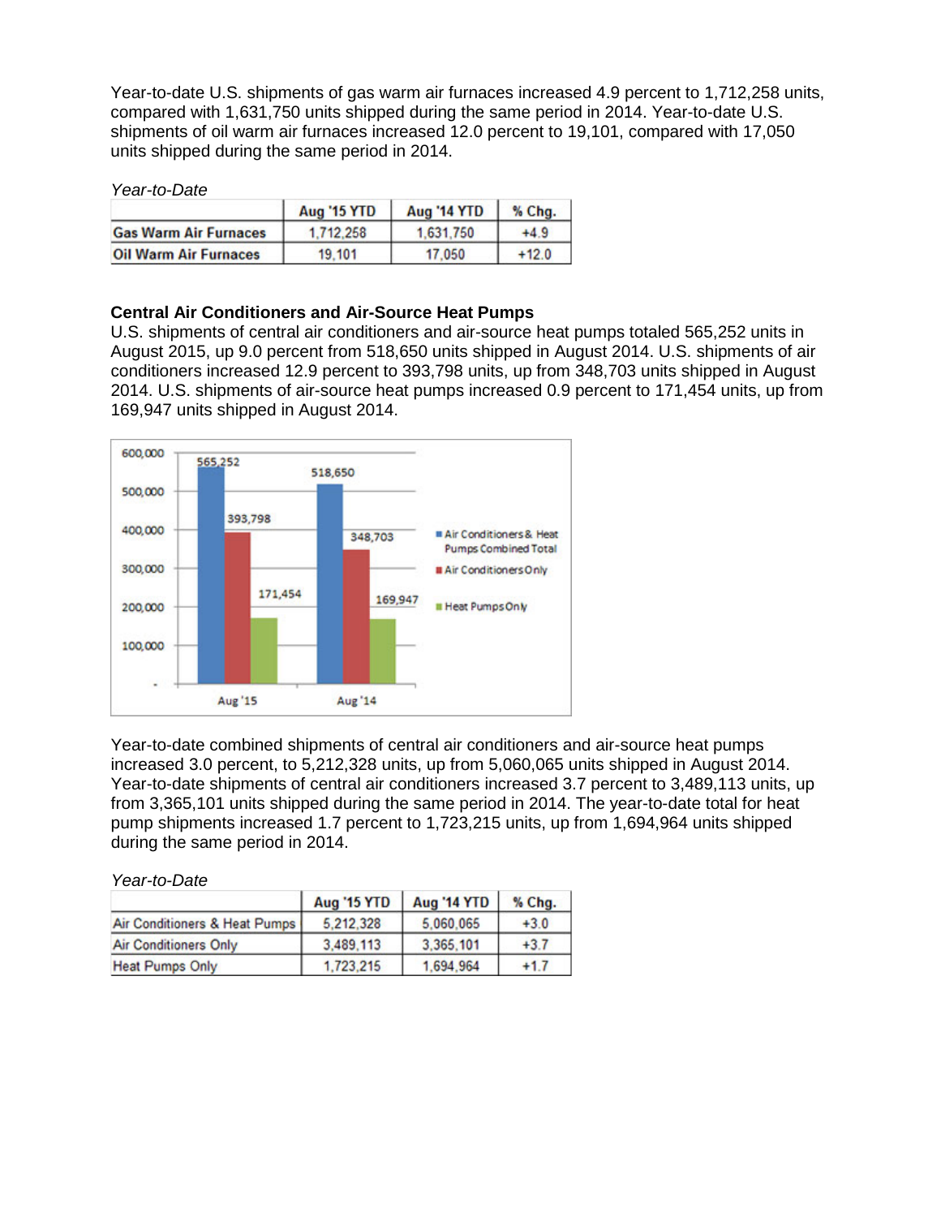Year-to-date U.S. shipments of gas warm air furnaces increased 4.9 percent to 1,712,258 units, compared with 1,631,750 units shipped during the same period in 2014. Year-to-date U.S. shipments of oil warm air furnaces increased 12.0 percent to 19,101, compared with 17,050 units shipped during the same period in 2014.

*Year-to-Date*

| | Aug '15 YTD | Aug '14 YTD | % Chg. |
|---|---|---|---|
| **Gas Warm Air Furnaces** | 1,712,258 | 1,631,750 | +4.9 |
| **Oil Warm Air Furnaces** | 19,101 | 17,050 | +12.0 |

**Central Air Conditioners and Air-Source Heat Pumps**

U.S. shipments of central air conditioners and air-source heat pumps totaled 565,252 units in August 2015, up 9.0 percent from 518,650 units shipped in August 2014. U.S. shipments of air conditioners increased 12.9 percent to 393,798 units, up from 348,703 units shipped in August 2014. U.S. shipments of air-source heat pumps increased 0.9 percent to 171,454 units, up from 169,947 units shipped in August 2014.

| | Aug '15 | Aug '14 |
|---|---|---|
| Air Conditioners & Heat Pumps Combined Total | 565,252 | 518,650 |
| Air Conditioners Only | 393,798 | 348,703 |
| Heat Pumps Only | 171,454 | 169,947 |

Year-to-date combined shipments of central air conditioners and air-source heat pumps increased 3.0 percent, to 5,212,328 units, up from 5,060,065 units shipped in August 2014. Year-to-date shipments of central air conditioners increased 3.7 percent to 3,489,113 units, up from 3,365,101 units shipped during the same period in 2014. The year-to-date total for heat pump shipments increased 1.7 percent to 1,723,215 units, up from 1,694,964 units shipped during the same period in 2014.

*Year-to-Date*

| | Aug '15 YTD | Aug '14 YTD | % Chg. |
|---|---|---|---|
| Air Conditioners & Heat Pumps | 5,212,328 | 5,060,065 | +3.0 |
| Air Conditioners Only | 3,489,113 | 3,365,101 | +3.7 |
| Heat Pumps Only | 1,723,215 | 1,694,964 | +1.7 |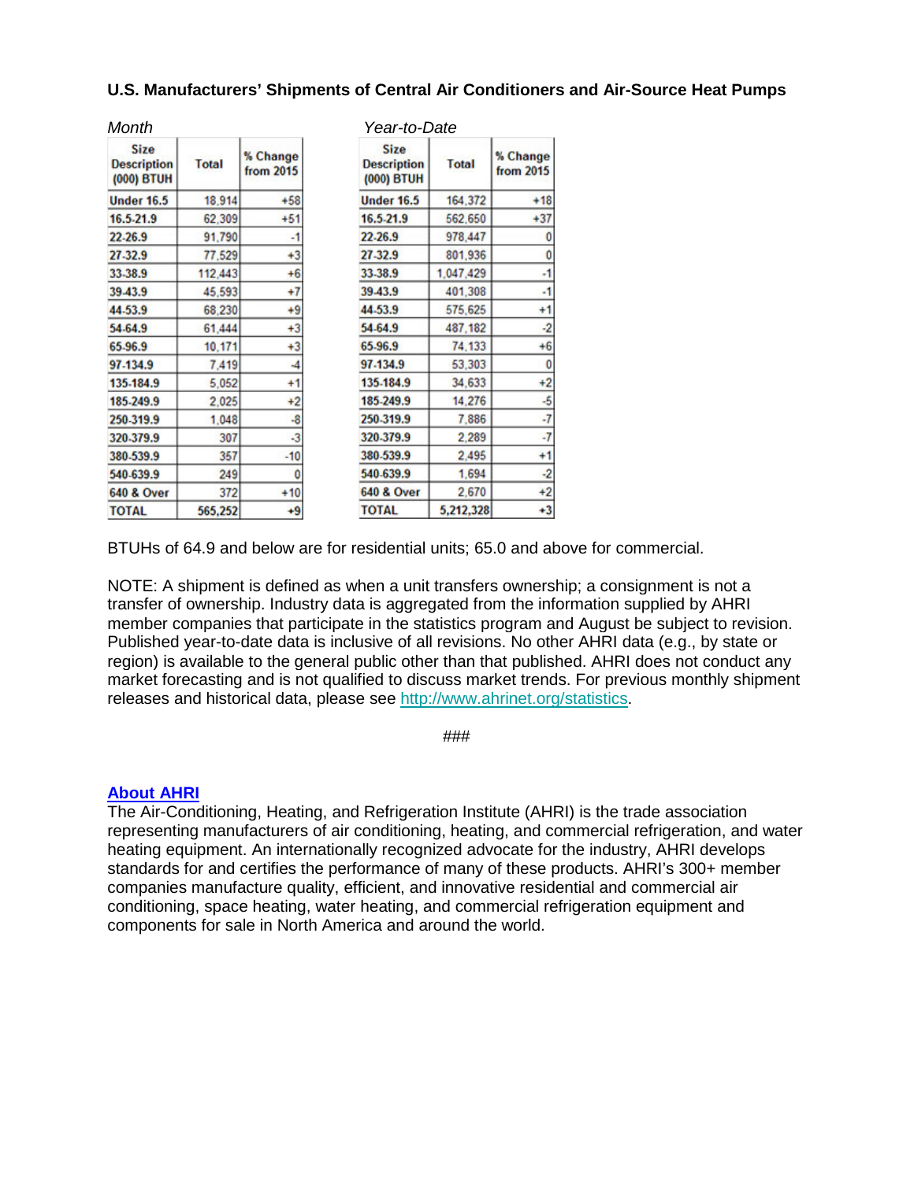**U.S. Manufacturers' Shipments of Central Air Conditioners and Air-Source Heat Pumps**

*Month*

| Size Description (000) BTUH | Total | % Change from 2015 |
|---|---|---|
| Under 16.5 | 18,914 | +58 |
| 16.5-21.9 | 62,309 | +51 |
| 22-26.9 | 91,790 | -1 |
| 27-32.9 | 77,529 | +3 |
| 33-38.9 | 112,443 | +6 |
| 39-43.9 | 45,593 | +7 |
| 44-53.9 | 68,230 | +9 |
| 54-64.9 | 61,444 | +3 |
| 65-96.9 | 10,171 | +3 |
| 97-134.9 | 7,419 | -4 |
| 135-184.9 | 5,052 | +1 |
| 185-249.9 | 2,025 | +2 |
| 250-319.9 | 1,048 | -8 |
| 320-379.9 | 307 | -3 |
| 380-539.9 | 357 | -10 |
| 540-639.9 | 249 | 0 |
| 640 & Over | 372 | +10 |
| TOTAL | 565,252 | +9 |

*Year-to-Date*

| Size Description (000) BTUH | Total | % Change from 2015 |
|---|---|---|
| Under 16.5 | 164,372 | +18 |
| 16.5-21.9 | 562,650 | +37 |
| 22-26.9 | 978,447 | 0 |
| 27-32.9 | 801,936 | 0 |
| 33-38.9 | 1,047,429 | -1 |
| 39-43.9 | 401,308 | -1 |
| 44-53.9 | 575,625 | +1 |
| 54-64.9 | 487,182 | -2 |
| 65-96.9 | 74,133 | +6 |
| 97-134.9 | 53,303 | 0 |
| 135-184.9 | 34,633 | +2 |
| 185-249.9 | 14,276 | -5 |
| 250-319.9 | 7,886 | -7 |
| 320-379.9 | 2,289 | -7 |
| 380-539.9 | 2,495 | +1 |
| 540-639.9 | 1,694 | -2 |
| 640 & Over | 2,670 | +2 |
| TOTAL | 5,212,328 | +3 |

BTUHs of 64.9 and below are for residential units; 65.0 and above for commercial.

NOTE: A shipment is defined as when a unit transfers ownership; a consignment is not a transfer of ownership. Industry data is aggregated from the information supplied by AHRI member companies that participate in the statistics program and August be subject to revision. Published year-to-date data is inclusive of all revisions. No other AHRI data (e.g., by state or region) is available to the general public other than that published. AHRI does not conduct any market forecasting and is not qualified to discuss market trends. For previous monthly shipment releases and historical data, please see http://www.ahrinet.org/statistics.

###

**About AHRI**

The Air-Conditioning, Heating, and Refrigeration Institute (AHRI) is the trade association representing manufacturers of air conditioning, heating, and commercial refrigeration, and water heating equipment. An internationally recognized advocate for the industry, AHRI develops standards for and certifies the performance of many of these products. AHRI's 300+ member companies manufacture quality, efficient, and innovative residential and commercial air conditioning, space heating, water heating, and commercial refrigeration equipment and components for sale in North America and around the world.